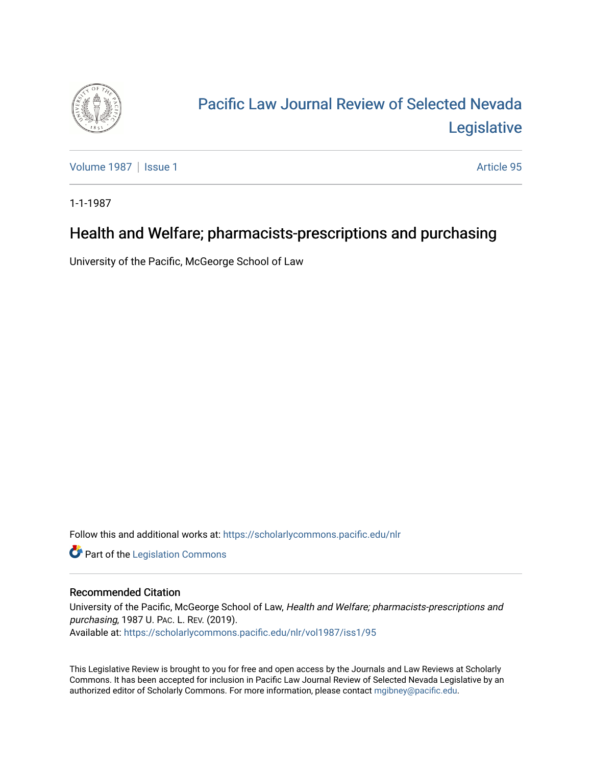# Pacific Law Journal Review of Selected Nevada Legislative

Volume 1987 | Issue 1 Article 95

1-1-1987

## Health and Welfare; pharmacists-prescriptions and purchasing

University of the Pacific, McGeorge School of Law

Follow this and additional works at: https://scholarlycommons.pacific.edu/nlr

Part of the Legislation Commons

### Recommended Citation

University of the Pacific, McGeorge School of Law, *Health and Welfare; pharmacists-prescriptions and purchasing*, 1987 U. PAC. L. REV. (2019).
Available at: https://scholarlycommons.pacific.edu/nlr/vol1987/iss1/95

This Legislative Review is brought to you for free and open access by the Journals and Law Reviews at Scholarly Commons. It has been accepted for inclusion in Pacific Law Journal Review of Selected Nevada Legislative by an authorized editor of Scholarly Commons. For more information, please contact mgibney@pacific.edu.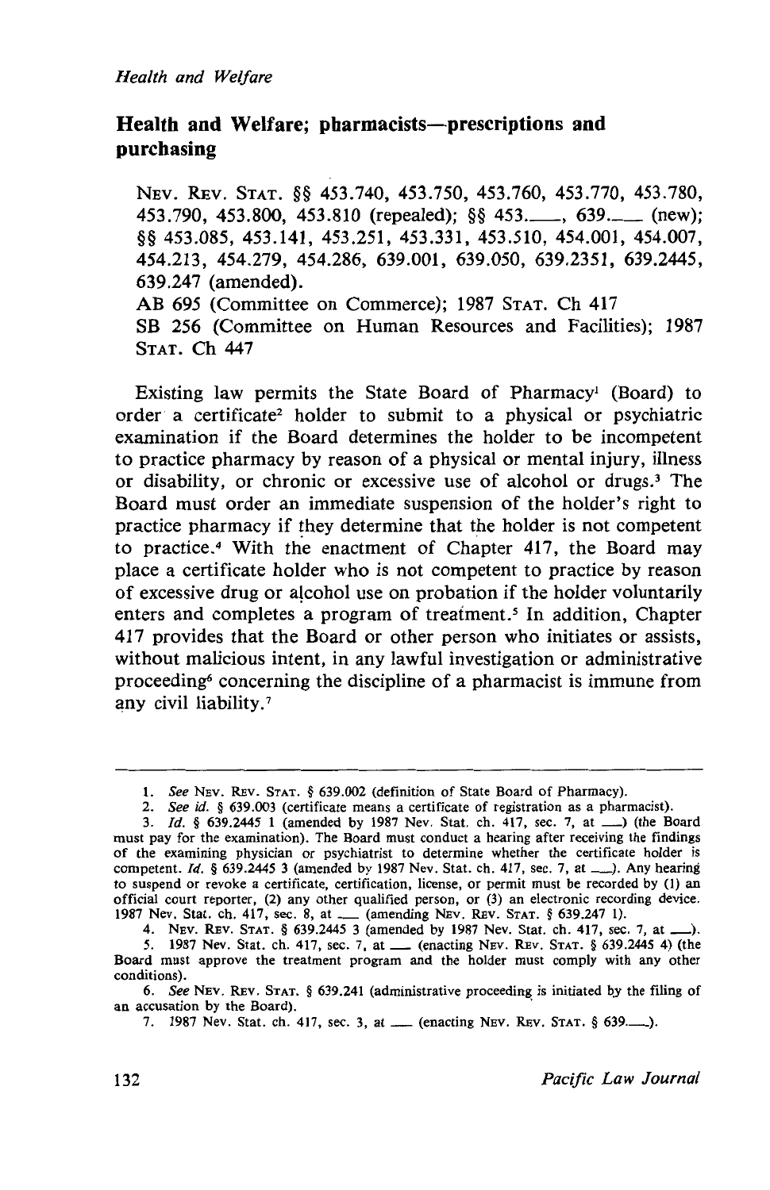## Health and Welfare; pharmacists—prescriptions and purchasing

NEV. REV. STAT. §§ 453.740, 453.750, 453.760, 453.770, 453.780, 453.790, 453.800, 453.810 (repealed); §§ 453.___, 639.___ (new); §§ 453.085, 453.141, 453.251, 453.331, 453.510, 454.001, 454.007, 454.213, 454.279, 454.286, 639.001, 639.050, 639.2351, 639.2445, 639.247 (amended).
AB 695 (Committee on Commerce); 1987 STAT. Ch 417
SB 256 (Committee on Human Resources and Facilities); 1987 STAT. Ch 447

Existing law permits the State Board of Pharmacy[1] (Board) to order a certificate[2] holder to submit to a physical or psychiatric examination if the Board determines the holder to be incompetent to practice pharmacy by reason of a physical or mental injury, illness or disability, or chronic or excessive use of alcohol or drugs.[3] The Board must order an immediate suspension of the holder's right to practice pharmacy if they determine that the holder is not competent to practice.[4] With the enactment of Chapter 417, the Board may place a certificate holder who is not competent to practice by reason of excessive drug or alcohol use on probation if the holder voluntarily enters and completes a program of treatment.[5] In addition, Chapter 417 provides that the Board or other person who initiates or assists, without malicious intent, in any lawful investigation or administrative proceeding[6] concerning the discipline of a pharmacist is immune from any civil liability.[7]

---

1. *See* NEV. REV. STAT. § 639.002 (definition of State Board of Pharmacy).
2. *See id.* § 639.003 (certificate means a certificate of registration as a pharmacist).
3. *Id.* § 639.2445 1 (amended by 1987 Nev. Stat. ch. 417, sec. 7, at ___) (the Board must pay for the examination). The Board must conduct a hearing after receiving the findings of the examining physician or psychiatrist to determine whether the certificate holder is competent. *Id.* § 639.2445 3 (amended by 1987 Nev. Stat. ch. 417, sec. 7, at ___). Any hearing to suspend or revoke a certificate, certification, license, or permit must be recorded by (1) an official court reporter, (2) any other qualified person, or (3) an electronic recording device. 1987 Nev. Stat. ch. 417, sec. 8, at ___ (amending NEV. REV. STAT. § 639.247 1).
4. NEV. REV. STAT. § 639.2445 3 (amended by 1987 Nev. Stat. ch. 417, sec. 7, at ___).
5. 1987 Nev. Stat. ch. 417, sec. 7, at ___ (enacting NEV. REV. STAT. § 639.2445 4) (the Board must approve the treatment program and the holder must comply with any other conditions).
6. *See* NEV. REV. STAT. § 639.241 (administrative proceeding is initiated by the filing of an accusation by the Board).
7. 1987 Nev. Stat. ch. 417, sec. 3, at ___ (enacting NEV. REV. STAT. § 639.___).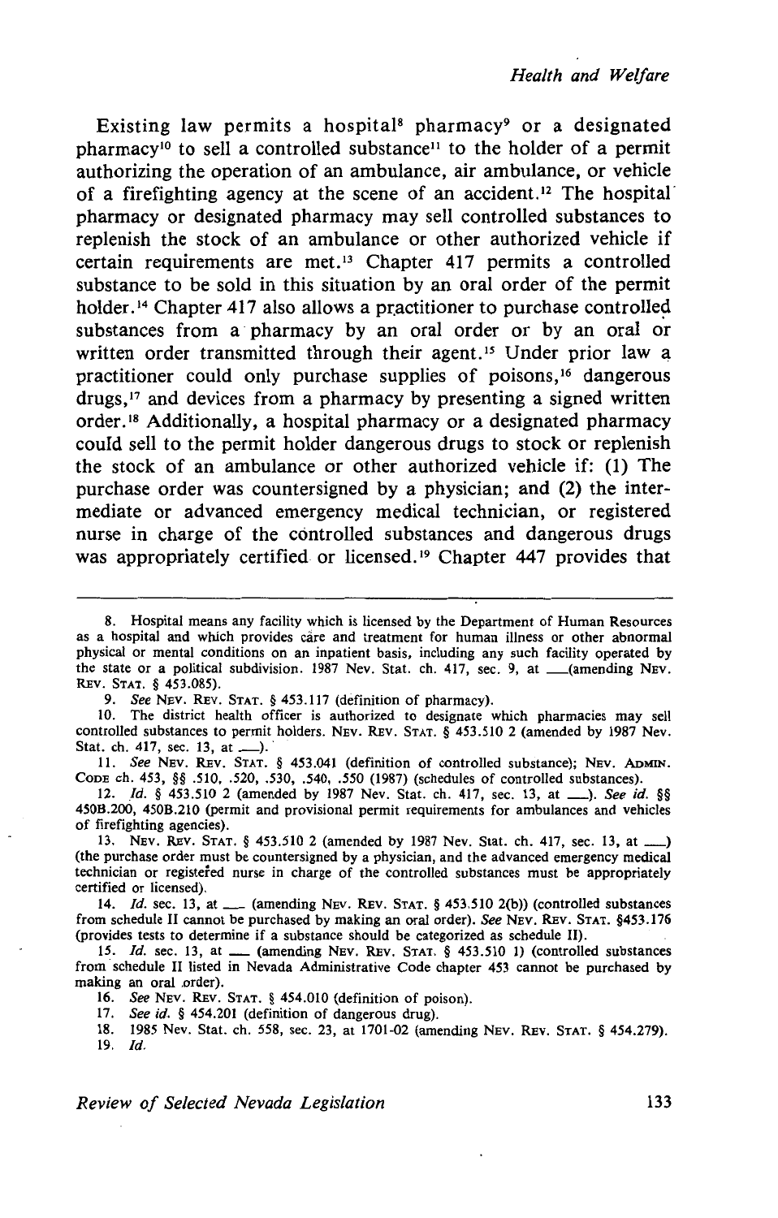Existing law permits a hospital[8] pharmacy[9] or a designated pharmacy[10] to sell a controlled substance[11] to the holder of a permit authorizing the operation of an ambulance, air ambulance, or vehicle of a firefighting agency at the scene of an accident.[12] The hospital pharmacy or designated pharmacy may sell controlled substances to replenish the stock of an ambulance or other authorized vehicle if certain requirements are met.[13] Chapter 417 permits a controlled substance to be sold in this situation by an oral order of the permit holder.[14] Chapter 417 also allows a practitioner to purchase controlled substances from a pharmacy by an oral order or by an oral or written order transmitted through their agent.[15] Under prior law a practitioner could only purchase supplies of poisons,[16] dangerous drugs,[17] and devices from a pharmacy by presenting a signed written order.[18] Additionally, a hospital pharmacy or a designated pharmacy could sell to the permit holder dangerous drugs to stock or replenish the stock of an ambulance or other authorized vehicle if: (1) The purchase order was countersigned by a physician; and (2) the intermediate or advanced emergency medical technician, or registered nurse in charge of the controlled substances and dangerous drugs was appropriately certified or licensed.[19] Chapter 447 provides that

---

8. Hospital means any facility which is licensed by the Department of Human Resources as a hospital and which provides care and treatment for human illness or other abnormal physical or mental conditions on an inpatient basis, including any such facility operated by the state or a political subdivision. 1987 Nev. Stat. ch. 417, sec. 9, at \_\_\_(amending Nev. Rev. Stat. § 453.085).

9. *See* Nev. Rev. Stat. § 453.117 (definition of pharmacy).

10. The district health officer is authorized to designate which pharmacies may sell controlled substances to permit holders. Nev. Rev. Stat. § 453.510 2 (amended by 1987 Nev. Stat. ch. 417, sec. 13, at \_\_\_).

11. *See* Nev. Rev. Stat. § 453.041 (definition of controlled substance); Nev. Admin. Code ch. 453, §§ .510, .520, .530, .540, .550 (1987) (schedules of controlled substances).

12. *Id.* § 453.510 2 (amended by 1987 Nev. Stat. ch. 417, sec. 13, at \_\_\_). *See id.* §§ 450B.200, 450B.210 (permit and provisional permit requirements for ambulances and vehicles of firefighting agencies).

13. Nev. Rev. Stat. § 453.510 2 (amended by 1987 Nev. Stat. ch. 417, sec. 13, at \_\_\_) (the purchase order must be countersigned by a physician, and the advanced emergency medical technician or registered nurse in charge of the controlled substances must be appropriately certified or licensed).

14. *Id.* sec. 13, at \_\_\_ (amending Nev. Rev. Stat. § 453.510 2(b)) (controlled substances from schedule II cannot be purchased by making an oral order). *See* Nev. Rev. Stat. §453.176 (provides tests to determine if a substance should be categorized as schedule II).

15. *Id.* sec. 13, at \_\_\_ (amending Nev. Rev. Stat. § 453.510 1) (controlled substances from schedule II listed in Nevada Administrative Code chapter 453 cannot be purchased by making an oral order).

16. *See* Nev. Rev. Stat. § 454.010 (definition of poison).

17. *See id.* § 454.201 (definition of dangerous drug).

18. 1985 Nev. Stat. ch. 558, sec. 23, at 1701-02 (amending Nev. Rev. Stat. § 454.279).

19. *Id.*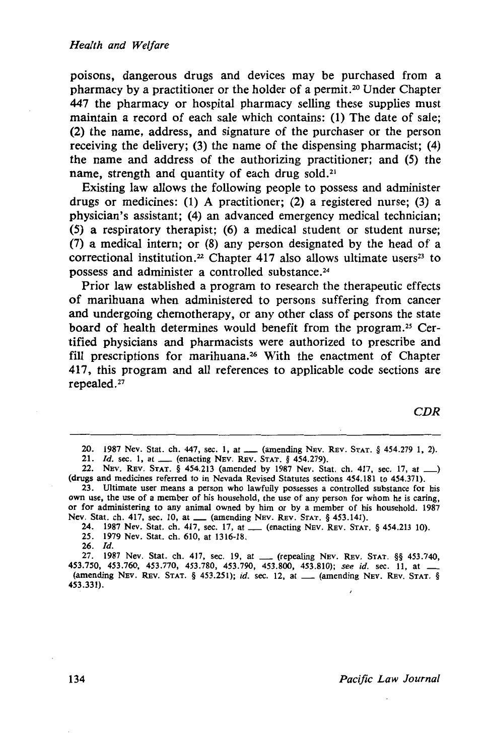poisons, dangerous drugs and devices may be purchased from a pharmacy by a practitioner or the holder of a permit.[20] Under Chapter 447 the pharmacy or hospital pharmacy selling these supplies must maintain a record of each sale which contains: (1) The date of sale; (2) the name, address, and signature of the purchaser or the person receiving the delivery; (3) the name of the dispensing pharmacist; (4) the name and address of the authorizing practitioner; and (5) the name, strength and quantity of each drug sold.[21]

Existing law allows the following people to possess and administer drugs or medicines: (1) A practitioner; (2) a registered nurse; (3) a physician's assistant; (4) an advanced emergency medical technician; (5) a respiratory therapist; (6) a medical student or student nurse; (7) a medical intern; or (8) any person designated by the head of a correctional institution.[22] Chapter 417 also allows ultimate users[23] to possess and administer a controlled substance.[24]

Prior law established a program to research the therapeutic effects of marihuana when administered to persons suffering from cancer and undergoing chemotherapy, or any other class of persons the state board of health determines would benefit from the program.[25] Certified physicians and pharmacists were authorized to prescribe and fill prescriptions for marihuana.[26] With the enactment of Chapter 417, this program and all references to applicable code sections are repealed.[27]

*CDR*

---

20. 1987 Nev. Stat. ch. 447, sec. 1, at ___ (amending NEV. REV. STAT. § 454.279 1, 2).
21. *Id.* sec. 1, at ___ (enacting NEV. REV. STAT. § 454.279).
22. NEV. REV. STAT. § 454.213 (amended by 1987 Nev. Stat. ch. 417, sec. 17, at ___) (drugs and medicines referred to in Nevada Revised Statutes sections 454.181 to 454.371).
23. Ultimate user means a person who lawfully possesses a controlled substance for his own use, the use of a member of his household, the use of any person for whom he is caring, or for administering to any animal owned by him or by a member of his household. 1987 Nev. Stat. ch. 417, sec. 10, at ___ (amending NEV. REV. STAT. § 453.141).
24. 1987 Nev. Stat. ch. 417, sec. 17, at ___ (enacting NEV. REV. STAT. § 454.213 10).
25. 1979 Nev. Stat. ch. 610, at 1316-18.
26. *Id.*
27. 1987 Nev. Stat. ch. 417, sec. 19, at ___ (repealing NEV. REV. STAT. §§ 453.740, 453.750, 453.760, 453.770, 453.780, 453.790, 453.800, 453.810); *see id.* sec. 11, at ___ (amending NEV. REV. STAT. § 453.251); *id.* sec. 12, at ___ (amending NEV. REV. STAT. § 453.331).